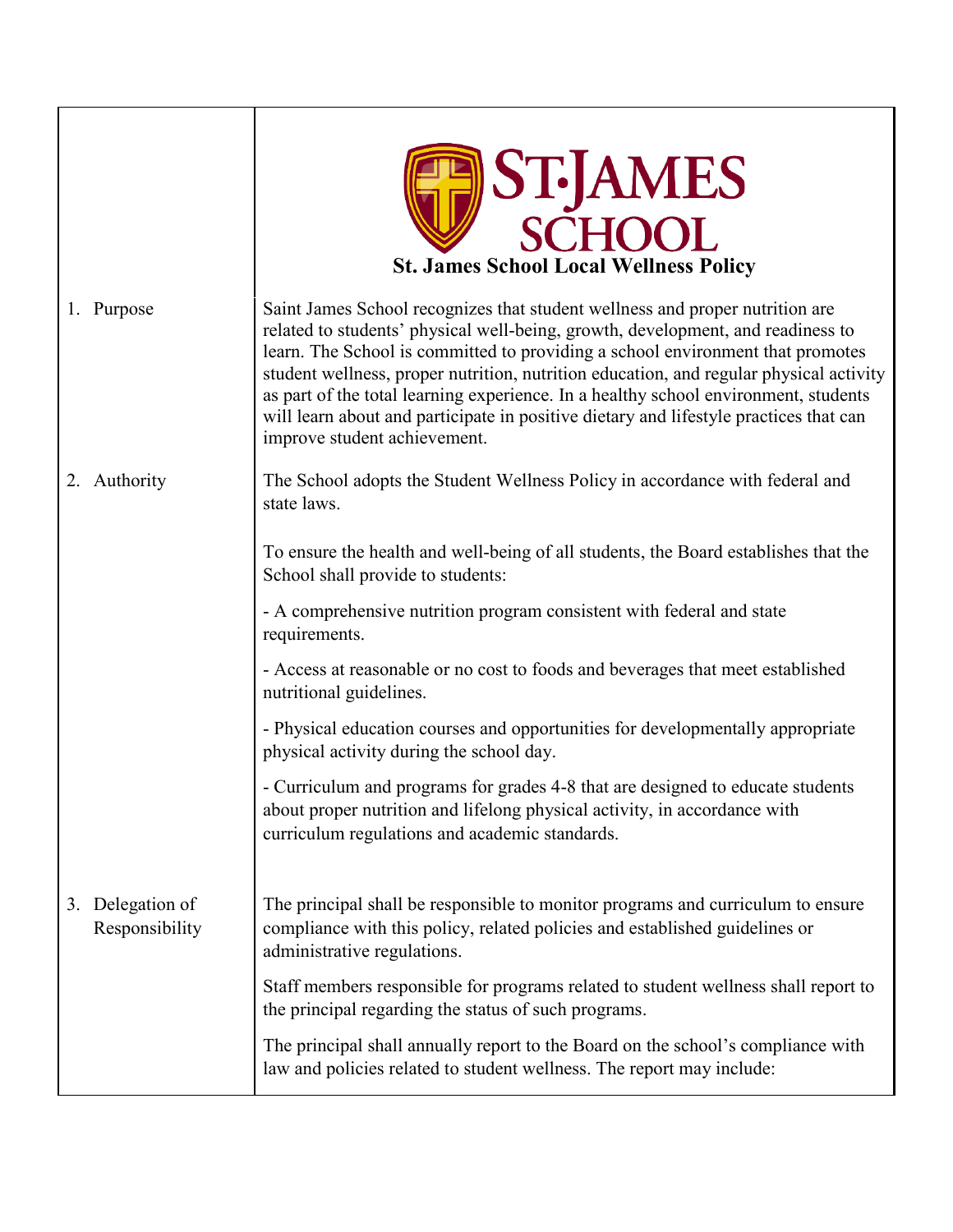# St. James School Local Wellness Policy

## 1. Purpose

Saint James School recognizes that student wellness and proper nutrition are related to students' physical well-being, growth, development, and readiness to learn. The School is committed to providing a school environment that promotes student wellness, proper nutrition, nutrition education, and regular physical activity as part of the total learning experience. In a healthy school environment, students will learn about and participate in positive dietary and lifestyle practices that can improve student achievement.

## 2. Authority

The School adopts the Student Wellness Policy in accordance with federal and state laws.

To ensure the health and well-being of all students, the Board establishes that the School shall provide to students:

- A comprehensive nutrition program consistent with federal and state requirements.
- Access at reasonable or no cost to foods and beverages that meet established nutritional guidelines.
- Physical education courses and opportunities for developmentally appropriate physical activity during the school day.
- Curriculum and programs for grades 4-8 that are designed to educate students about proper nutrition and lifelong physical activity, in accordance with curriculum regulations and academic standards.

## 3. Delegation of Responsibility

The principal shall be responsible to monitor programs and curriculum to ensure compliance with this policy, related policies and established guidelines or administrative regulations.

Staff members responsible for programs related to student wellness shall report to the principal regarding the status of such programs.

The principal shall annually report to the Board on the school's compliance with law and policies related to student wellness. The report may include: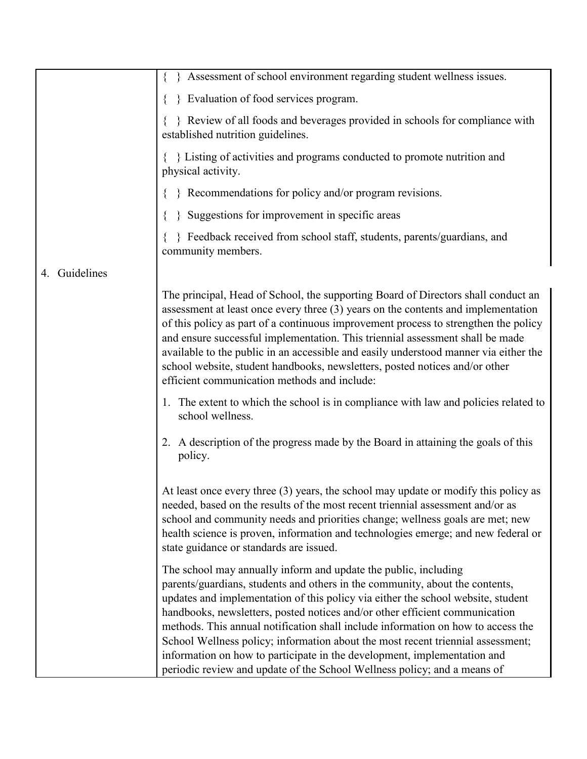{ } Assessment of school environment regarding student wellness issues.

{ } Evaluation of food services program.

{ } Review of all foods and beverages provided in schools for compliance with established nutrition guidelines.

{ } Listing of activities and programs conducted to promote nutrition and physical activity.

{ } Recommendations for policy and/or program revisions.

{ } Suggestions for improvement in specific areas

{ } Feedback received from school staff, students, parents/guardians, and community members.

## 4. Guidelines

The principal, Head of School, the supporting Board of Directors shall conduct an assessment at least once every three (3) years on the contents and implementation of this policy as part of a continuous improvement process to strengthen the policy and ensure successful implementation. This triennial assessment shall be made available to the public in an accessible and easily understood manner via either the school website, student handbooks, newsletters, posted notices and/or other efficient communication methods and include:

1. The extent to which the school is in compliance with law and policies related to school wellness.
2. A description of the progress made by the Board in attaining the goals of this policy.

At least once every three (3) years, the school may update or modify this policy as needed, based on the results of the most recent triennial assessment and/or as school and community needs and priorities change; wellness goals are met; new health science is proven, information and technologies emerge; and new federal or state guidance or standards are issued.

The school may annually inform and update the public, including parents/guardians, students and others in the community, about the contents, updates and implementation of this policy via either the school website, student handbooks, newsletters, posted notices and/or other efficient communication methods. This annual notification shall include information on how to access the School Wellness policy; information about the most recent triennial assessment; information on how to participate in the development, implementation and periodic review and update of the School Wellness policy; and a means of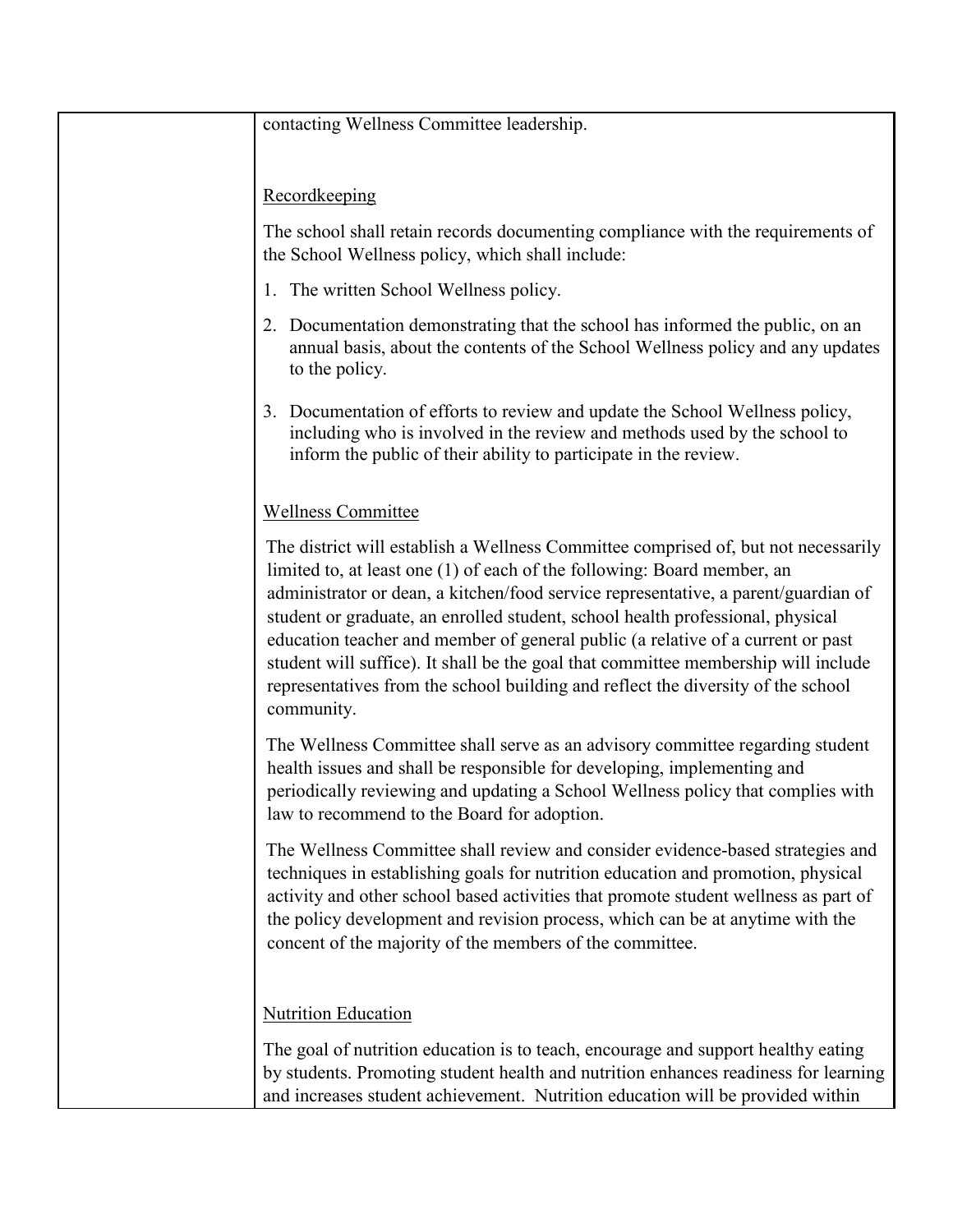contacting Wellness Committee leadership.

Recordkeeping

The school shall retain records documenting compliance with the requirements of the School Wellness policy, which shall include:

1. The written School Wellness policy.
2. Documentation demonstrating that the school has informed the public, on an annual basis, about the contents of the School Wellness policy and any updates to the policy.
3. Documentation of efforts to review and update the School Wellness policy, including who is involved in the review and methods used by the school to inform the public of their ability to participate in the review.

Wellness Committee

The district will establish a Wellness Committee comprised of, but not necessarily limited to, at least one (1) of each of the following: Board member, an administrator or dean, a kitchen/food service representative, a parent/guardian of student or graduate, an enrolled student, school health professional, physical education teacher and member of general public (a relative of a current or past student will suffice). It shall be the goal that committee membership will include representatives from the school building and reflect the diversity of the school community.

The Wellness Committee shall serve as an advisory committee regarding student health issues and shall be responsible for developing, implementing and periodically reviewing and updating a School Wellness policy that complies with law to recommend to the Board for adoption.

The Wellness Committee shall review and consider evidence-based strategies and techniques in establishing goals for nutrition education and promotion, physical activity and other school based activities that promote student wellness as part of the policy development and revision process, which can be at anytime with the concent of the majority of the members of the committee.

Nutrition Education

The goal of nutrition education is to teach, encourage and support healthy eating by students. Promoting student health and nutrition enhances readiness for learning and increases student achievement. Nutrition education will be provided within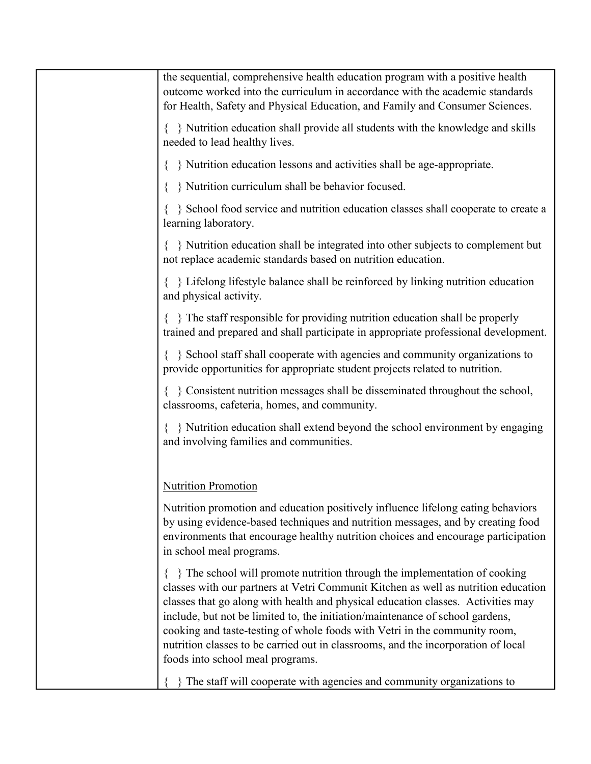| | |
|---|---|
| | the sequential, comprehensive health education program with a positive health outcome worked into the curriculum in accordance with the academic standards for Health, Safety and Physical Education, and Family and Consumer Sciences.<br><br>{ } Nutrition education shall provide all students with the knowledge and skills needed to lead healthy lives.<br><br>{ } Nutrition education lessons and activities shall be age-appropriate.<br><br>{ } Nutrition curriculum shall be behavior focused.<br><br>{ } School food service and nutrition education classes shall cooperate to create a learning laboratory.<br><br>{ } Nutrition education shall be integrated into other subjects to complement but not replace academic standards based on nutrition education.<br><br>{ } Lifelong lifestyle balance shall be reinforced by linking nutrition education and physical activity.<br><br>{ } The staff responsible for providing nutrition education shall be properly trained and prepared and shall participate in appropriate professional development.<br><br>{ } School staff shall cooperate with agencies and community organizations to provide opportunities for appropriate student projects related to nutrition.<br><br>{ } Consistent nutrition messages shall be disseminated throughout the school, classrooms, cafeteria, homes, and community.<br><br>{ } Nutrition education shall extend beyond the school environment by engaging and involving families and communities.<br><br><u>Nutrition Promotion</u><br><br>Nutrition promotion and education positively influence lifelong eating behaviors by using evidence-based techniques and nutrition messages, and by creating food environments that encourage healthy nutrition choices and encourage participation in school meal programs.<br><br>{ } The school will promote nutrition through the implementation of cooking classes with our partners at Vetri Communit Kitchen as well as nutrition education classes that go along with health and physical education classes. Activities may include, but not be limited to, the initiation/maintenance of school gardens, cooking and taste-testing of whole foods with Vetri in the community room, nutrition classes to be carried out in classrooms, and the incorporation of local foods into school meal programs.<br><br>{ } The staff will cooperate with agencies and community organizations to |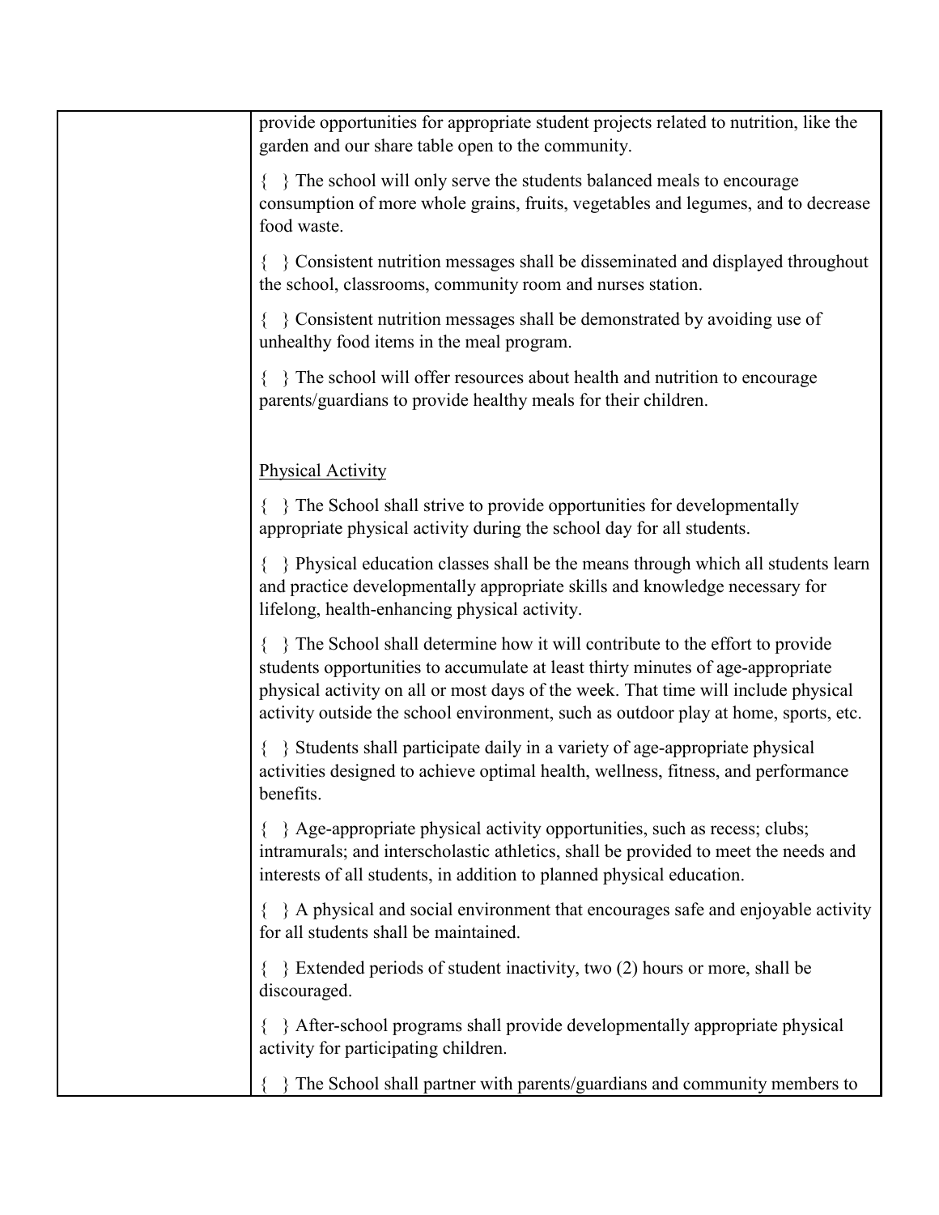| | provide opportunities for appropriate student projects related to nutrition, like the garden and our share table open to the community.<br><br>{ } The school will only serve the students balanced meals to encourage consumption of more whole grains, fruits, vegetables and legumes, and to decrease food waste.<br><br>{ } Consistent nutrition messages shall be disseminated and displayed throughout the school, classrooms, community room and nurses station.<br><br>{ } Consistent nutrition messages shall be demonstrated by avoiding use of unhealthy food items in the meal program.<br><br>{ } The school will offer resources about health and nutrition to encourage parents/guardians to provide healthy meals for their children.<br><br><u>Physical Activity</u><br><br>{ } The School shall strive to provide opportunities for developmentally appropriate physical activity during the school day for all students.<br><br>{ } Physical education classes shall be the means through which all students learn and practice developmentally appropriate skills and knowledge necessary for lifelong, health-enhancing physical activity.<br><br>{ } The School shall determine how it will contribute to the effort to provide students opportunities to accumulate at least thirty minutes of age-appropriate physical activity on all or most days of the week. That time will include physical activity outside the school environment, such as outdoor play at home, sports, etc.<br><br>{ } Students shall participate daily in a variety of age-appropriate physical activities designed to achieve optimal health, wellness, fitness, and performance benefits.<br><br>{ } Age-appropriate physical activity opportunities, such as recess; clubs; intramurals; and interscholastic athletics, shall be provided to meet the needs and interests of all students, in addition to planned physical education.<br><br>{ } A physical and social environment that encourages safe and enjoyable activity for all students shall be maintained.<br><br>{ } Extended periods of student inactivity, two (2) hours or more, shall be discouraged.<br><br>{ } After-school programs shall provide developmentally appropriate physical activity for participating children.<br><br>{ } The School shall partner with parents/guardians and community members to |
|---|---|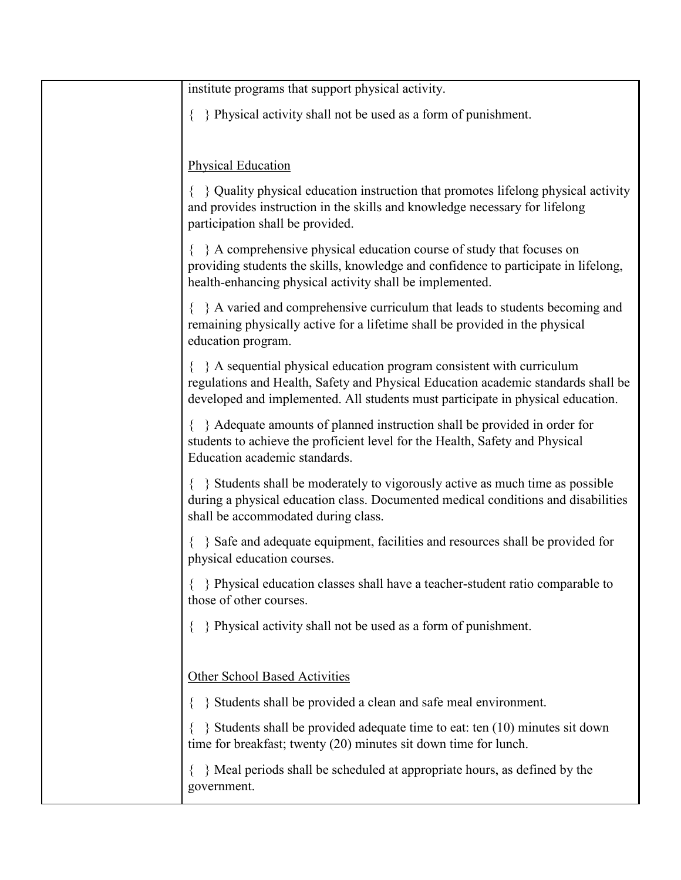| | institute programs that support physical activity.<br><br>{ } Physical activity shall not be used as a form of punishment.<br><br><u>Physical Education</u><br><br>{ } Quality physical education instruction that promotes lifelong physical activity and provides instruction in the skills and knowledge necessary for lifelong participation shall be provided.<br><br>{ } A comprehensive physical education course of study that focuses on providing students the skills, knowledge and confidence to participate in lifelong, health-enhancing physical activity shall be implemented.<br><br>{ } A varied and comprehensive curriculum that leads to students becoming and remaining physically active for a lifetime shall be provided in the physical education program.<br><br>{ } A sequential physical education program consistent with curriculum regulations and Health, Safety and Physical Education academic standards shall be developed and implemented. All students must participate in physical education.<br><br>{ } Adequate amounts of planned instruction shall be provided in order for students to achieve the proficient level for the Health, Safety and Physical Education academic standards.<br><br>{ } Students shall be moderately to vigorously active as much time as possible during a physical education class. Documented medical conditions and disabilities shall be accommodated during class.<br><br>{ } Safe and adequate equipment, facilities and resources shall be provided for physical education courses.<br><br>{ } Physical education classes shall have a teacher-student ratio comparable to those of other courses.<br><br>{ } Physical activity shall not be used as a form of punishment.<br><br><u>Other School Based Activities</u><br><br>{ } Students shall be provided a clean and safe meal environment.<br><br>{ } Students shall be provided adequate time to eat: ten (10) minutes sit down time for breakfast; twenty (20) minutes sit down time for lunch.<br><br>{ } Meal periods shall be scheduled at appropriate hours, as defined by the government. |
|---|---|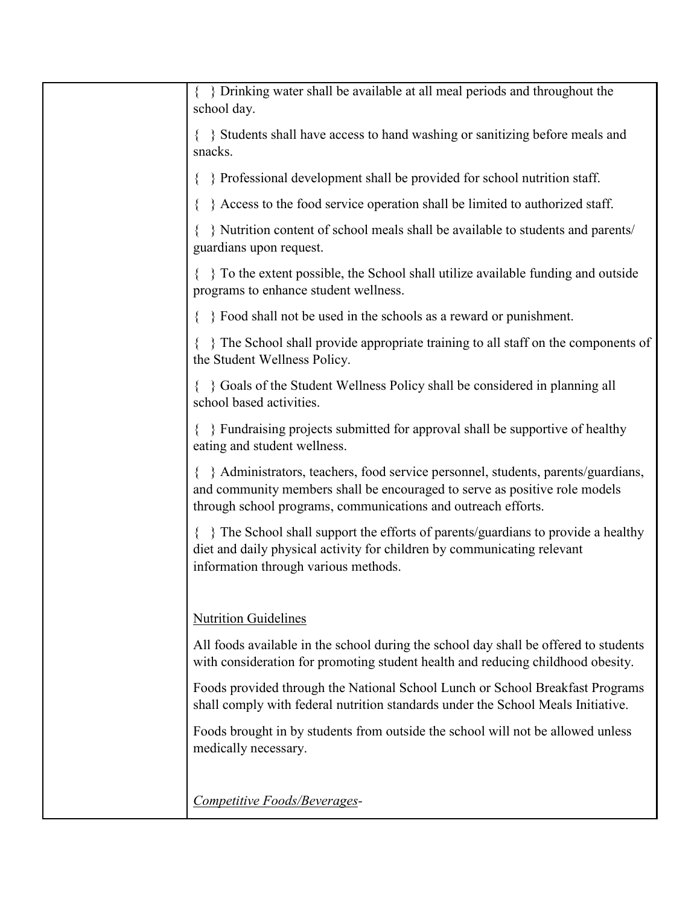{ } Drinking water shall be available at all meal periods and throughout the school day.

{ } Students shall have access to hand washing or sanitizing before meals and snacks.

{ } Professional development shall be provided for school nutrition staff.

{ } Access to the food service operation shall be limited to authorized staff.

{ } Nutrition content of school meals shall be available to students and parents/ guardians upon request.

{ } To the extent possible, the School shall utilize available funding and outside programs to enhance student wellness.

{ } Food shall not be used in the schools as a reward or punishment.

{ } The School shall provide appropriate training to all staff on the components of the Student Wellness Policy.

{ } Goals of the Student Wellness Policy shall be considered in planning all school based activities.

{ } Fundraising projects submitted for approval shall be supportive of healthy eating and student wellness.

{ } Administrators, teachers, food service personnel, students, parents/guardians, and community members shall be encouraged to serve as positive role models through school programs, communications and outreach efforts.

{ } The School shall support the efforts of parents/guardians to provide a healthy diet and daily physical activity for children by communicating relevant information through various methods.

<u>Nutrition Guidelines</u>

All foods available in the school during the school day shall be offered to students with consideration for promoting student health and reducing childhood obesity.

Foods provided through the National School Lunch or School Breakfast Programs shall comply with federal nutrition standards under the School Meals Initiative.

Foods brought in by students from outside the school will not be allowed unless medically necessary.

*<u>Competitive Foods/Beverages</u>-*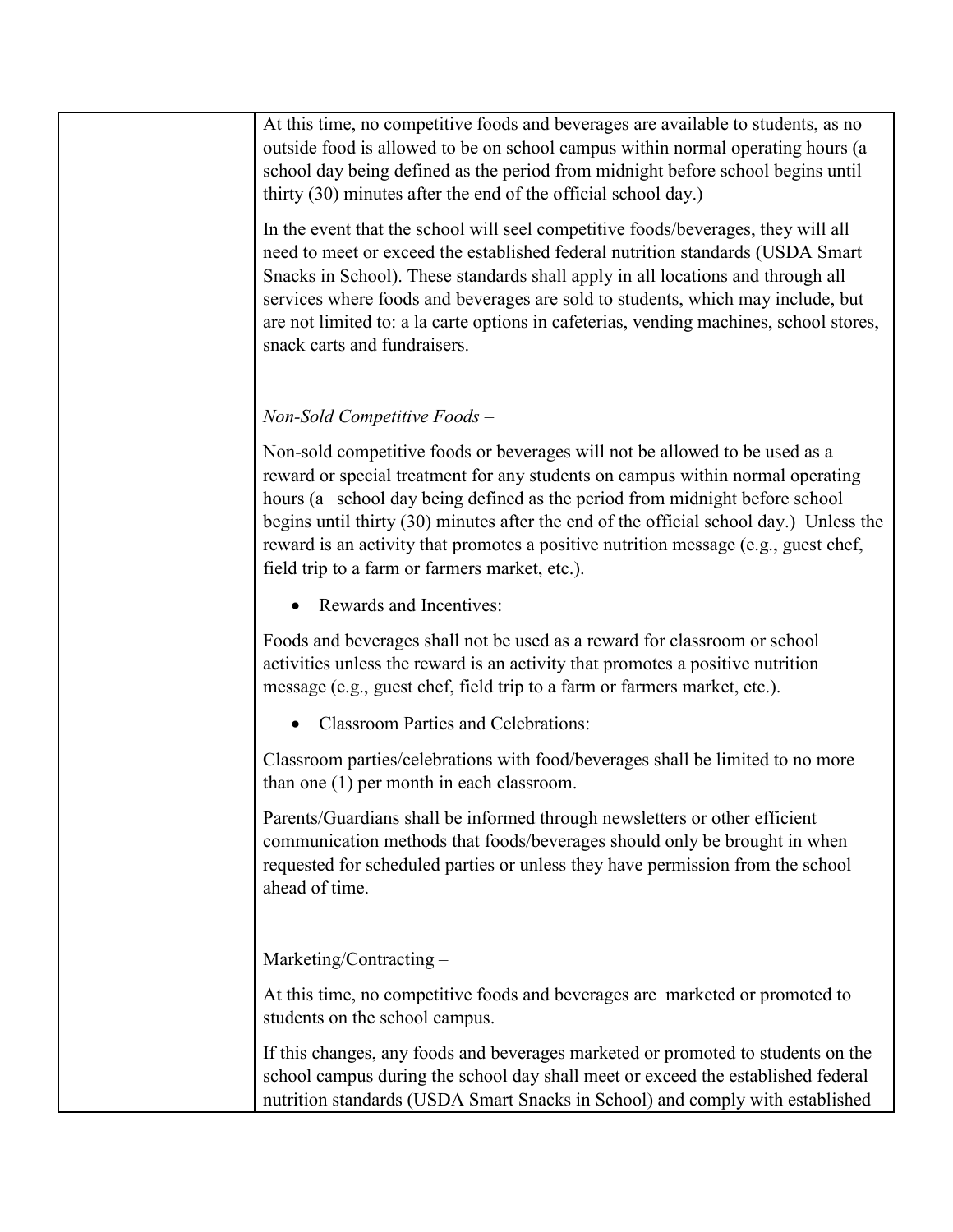| | |
|---|---|
| | At this time, no competitive foods and beverages are available to students, as no outside food is allowed to be on school campus within normal operating hours (a school day being defined as the period from midnight before school begins until thirty (30) minutes after the end of the official school day.)<br><br>In the event that the school will seel competitive foods/beverages, they will all need to meet or exceed the established federal nutrition standards (USDA Smart Snacks in School). These standards shall apply in all locations and through all services where foods and beverages are sold to students, which may include, but are not limited to: a la carte options in cafeterias, vending machines, school stores, snack carts and fundraisers.<br><br>*<u>Non-Sold Competitive Foods</u>* –<br><br>Non-sold competitive foods or beverages will not be allowed to be used as a reward or special treatment for any students on campus within normal operating hours (a school day being defined as the period from midnight before school begins until thirty (30) minutes after the end of the official school day.) Unless the reward is an activity that promotes a positive nutrition message (e.g., guest chef, field trip to a farm or farmers market, etc.).<br><br>• Rewards and Incentives:<br><br>Foods and beverages shall not be used as a reward for classroom or school activities unless the reward is an activity that promotes a positive nutrition message (e.g., guest chef, field trip to a farm or farmers market, etc.).<br><br>• Classroom Parties and Celebrations:<br><br>Classroom parties/celebrations with food/beverages shall be limited to no more than one (1) per month in each classroom.<br><br>Parents/Guardians shall be informed through newsletters or other efficient communication methods that foods/beverages should only be brought in when requested for scheduled parties or unless they have permission from the school ahead of time.<br><br>Marketing/Contracting –<br><br>At this time, no competitive foods and beverages are marketed or promoted to students on the school campus.<br><br>If this changes, any foods and beverages marketed or promoted to students on the school campus during the school day shall meet or exceed the established federal nutrition standards (USDA Smart Snacks in School) and comply with established |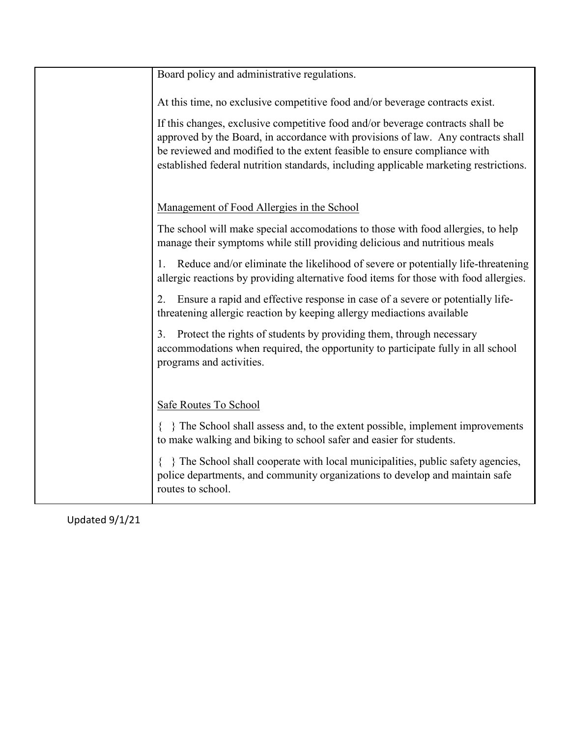Board policy and administrative regulations.

At this time, no exclusive competitive food and/or beverage contracts exist.

If this changes, exclusive competitive food and/or beverage contracts shall be approved by the Board, in accordance with provisions of law. Any contracts shall be reviewed and modified to the extent feasible to ensure compliance with established federal nutrition standards, including applicable marketing restrictions.

Management of Food Allergies in the School

The school will make special accomodations to those with food allergies, to help manage their symptoms while still providing delicious and nutritious meals

1. Reduce and/or eliminate the likelihood of severe or potentially life-threatening allergic reactions by providing alternative food items for those with food allergies.

2. Ensure a rapid and effective response in case of a severe or potentially life-threatening allergic reaction by keeping allergy mediactions available

3. Protect the rights of students by providing them, through necessary accommodations when required, the opportunity to participate fully in all school programs and activities.

Safe Routes To School

{ } The School shall assess and, to the extent possible, implement improvements to make walking and biking to school safer and easier for students.

{ } The School shall cooperate with local municipalities, public safety agencies, police departments, and community organizations to develop and maintain safe routes to school.

Updated 9/1/21